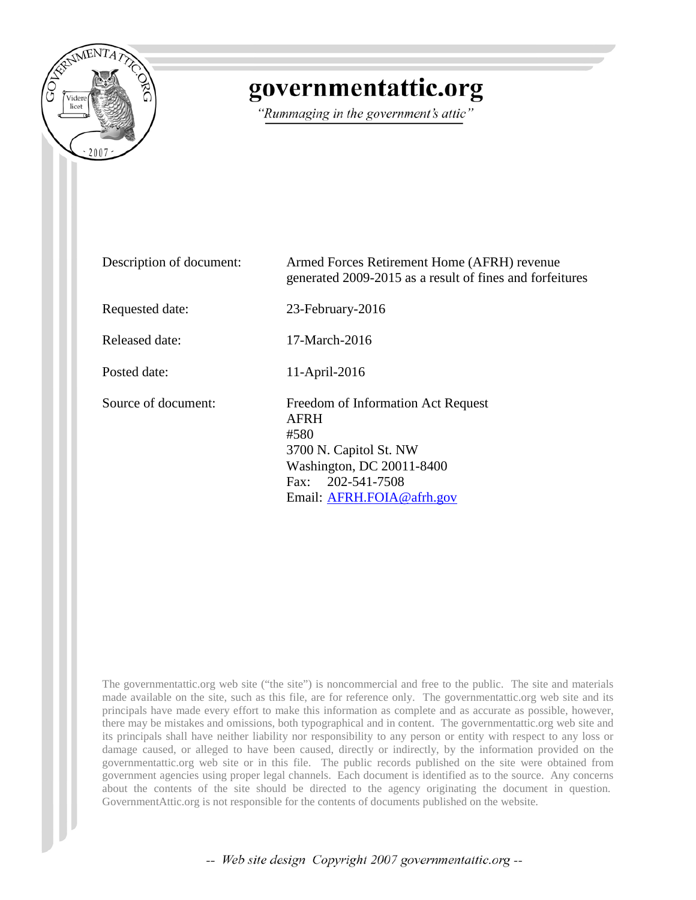# governmentattic.org

*"Rummaging in the government's attic"*

| | |
|---|---|
| Description of document: | Armed Forces Retirement Home (AFRH) revenue generated 2009-2015 as a result of fines and forfeitures |
| Requested date: | 23-February-2016 |
| Released date: | 17-March-2016 |
| Posted date: | 11-April-2016 |
| Source of document: | Freedom of Information Act Request<br>AFRH<br>#580<br>3700 N. Capitol St. NW<br>Washington, DC 20011-8400<br>Fax: 202-541-7508<br>Email: AFRH.FOIA@afrh.gov |

The governmentattic.org web site ("the site") is noncommercial and free to the public. The site and materials made available on the site, such as this file, are for reference only. The governmentattic.org web site and its principals have made every effort to make this information as complete and as accurate as possible, however, there may be mistakes and omissions, both typographical and in content. The governmentattic.org web site and its principals shall have neither liability nor responsibility to any person or entity with respect to any loss or damage caused, or alleged to have been caused, directly or indirectly, by the information provided on the governmentattic.org web site or in this file. The public records published on the site were obtained from government agencies using proper legal channels. Each document is identified as to the source. Any concerns about the contents of the site should be directed to the agency originating the document in question. GovernmentAttic.org is not responsible for the contents of documents published on the website.

*-- Web site design Copyright 2007 governmentattic.org --*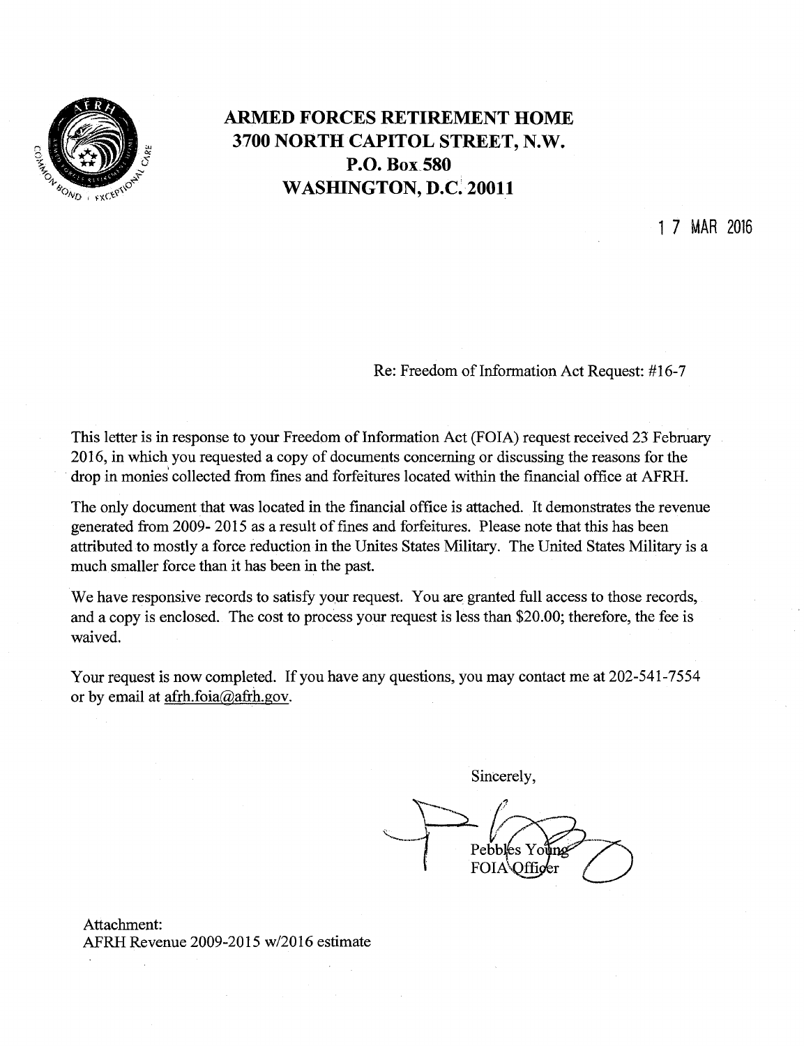# ARMED FORCES RETIREMENT HOME
## 3700 NORTH CAPITOL STREET, N.W.
## P.O. Box 580
## WASHINGTON, D.C. 20011

17 MAR 2016

Re: Freedom of Information Act Request: #16-7

This letter is in response to your Freedom of Information Act (FOIA) request received 23 February 2016, in which you requested a copy of documents concerning or discussing the reasons for the drop in monies collected from fines and forfeitures located within the financial office at AFRH.

The only document that was located in the financial office is attached. It demonstrates the revenue generated from 2009- 2015 as a result of fines and forfeitures. Please note that this has been attributed to mostly a force reduction in the Unites States Military. The United States Military is a much smaller force than it has been in the past.

We have responsive records to satisfy your request. You are granted full access to those records, and a copy is enclosed. The cost to process your request is less than $20.00; therefore, the fee is waived.

Your request is now completed. If you have any questions, you may contact me at 202-541-7554 or by email at afrh.foia@afrh.gov.

Sincerely,

Pebbles Young
FOIA Officer

Attachment:
AFRH Revenue 2009-2015 w/2016 estimate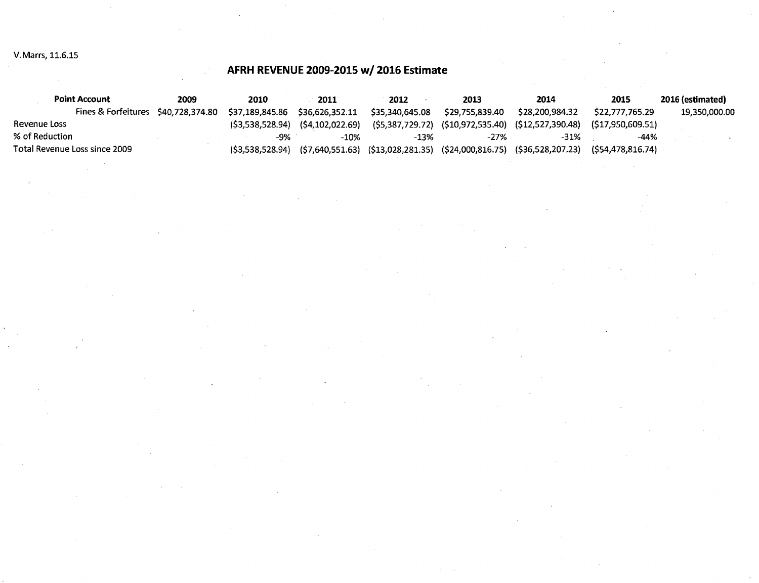V.Marrs, 11.6.15

# AFRH REVENUE 2009-2015 w/ 2016 Estimate

| Point Account | 2009 | 2010 | 2011 | 2012 | 2013 | 2014 | 2015 | 2016 (estimated) |
|---|---|---|---|---|---|---|---|---|
| Fines & Forfeitures | $40,728,374.80 | $37,189,845.86 | $36,626,352.11 | $35,340,645.08 | $29,755,839.40 | $28,200,984.32 | $22,777,765.29 | 19,350,000.00 |
| Revenue Loss | | ($3,538,528.94) | ($4,102,022.69) | ($5,387,729.72) | ($10,972,535.40) | ($12,527,390.48) | ($17,950,609.51) | |
| % of Reduction | | -9% | -10% | -13% | -27% | -31% | -44% | |
| Total Revenue Loss since 2009 | | ($3,538,528.94) | ($7,640,551.63) | ($13,028,281.35) | ($24,000,816.75) | ($36,528,207.23) | ($54,478,816.74) | |